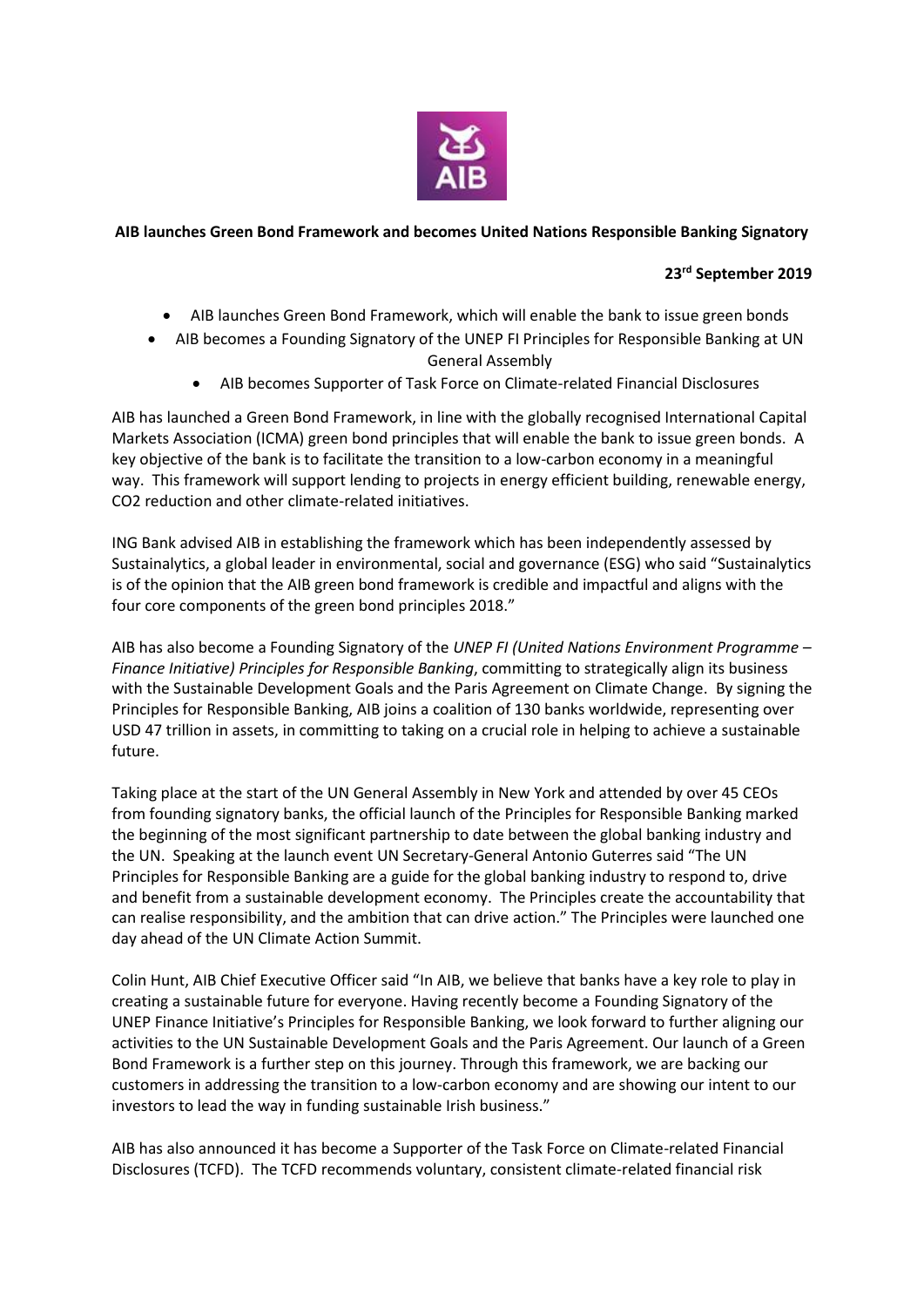**AIB launches Green Bond Framework and becomes United Nations Responsible Banking Signatory**

**23rd September 2019**

- AIB launches Green Bond Framework, which will enable the bank to issue green bonds
- AIB becomes a Founding Signatory of the UNEP FI Principles for Responsible Banking at UN General Assembly
- AIB becomes Supporter of Task Force on Climate-related Financial Disclosures

AIB has launched a Green Bond Framework, in line with the globally recognised International Capital Markets Association (ICMA) green bond principles that will enable the bank to issue green bonds. A key objective of the bank is to facilitate the transition to a low-carbon economy in a meaningful way. This framework will support lending to projects in energy efficient building, renewable energy, CO2 reduction and other climate-related initiatives.

ING Bank advised AIB in establishing the framework which has been independently assessed by Sustainalytics, a global leader in environmental, social and governance (ESG) who said "Sustainalytics is of the opinion that the AIB green bond framework is credible and impactful and aligns with the four core components of the green bond principles 2018."

AIB has also become a Founding Signatory of the *UNEP FI (United Nations Environment Programme – Finance Initiative) Principles for Responsible Banking*, committing to strategically align its business with the Sustainable Development Goals and the Paris Agreement on Climate Change. By signing the Principles for Responsible Banking, AIB joins a coalition of 130 banks worldwide, representing over USD 47 trillion in assets, in committing to taking on a crucial role in helping to achieve a sustainable future.

Taking place at the start of the UN General Assembly in New York and attended by over 45 CEOs from founding signatory banks, the official launch of the Principles for Responsible Banking marked the beginning of the most significant partnership to date between the global banking industry and the UN. Speaking at the launch event UN Secretary-General Antonio Guterres said "The UN Principles for Responsible Banking are a guide for the global banking industry to respond to, drive and benefit from a sustainable development economy. The Principles create the accountability that can realise responsibility, and the ambition that can drive action." The Principles were launched one day ahead of the UN Climate Action Summit.

Colin Hunt, AIB Chief Executive Officer said "In AIB, we believe that banks have a key role to play in creating a sustainable future for everyone. Having recently become a Founding Signatory of the UNEP Finance Initiative's Principles for Responsible Banking, we look forward to further aligning our activities to the UN Sustainable Development Goals and the Paris Agreement. Our launch of a Green Bond Framework is a further step on this journey. Through this framework, we are backing our customers in addressing the transition to a low-carbon economy and are showing our intent to our investors to lead the way in funding sustainable Irish business."

AIB has also announced it has become a Supporter of the Task Force on Climate-related Financial Disclosures (TCFD). The TCFD recommends voluntary, consistent climate-related financial risk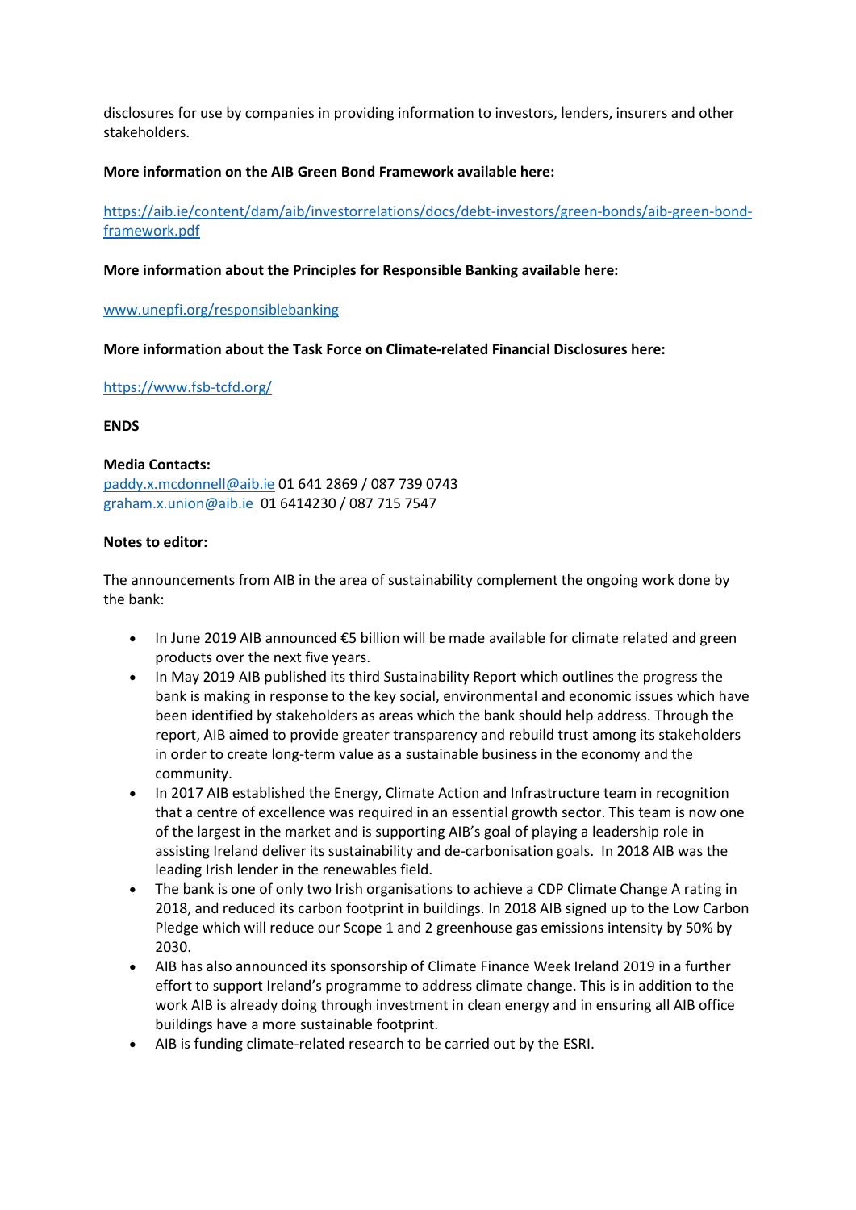disclosures for use by companies in providing information to investors, lenders, insurers and other stakeholders.

**More information on the AIB Green Bond Framework available here:**

https://aib.ie/content/dam/aib/investorrelations/docs/debt-investors/green-bonds/aib-green-bond-framework.pdf

**More information about the Principles for Responsible Banking available here:**

www.unepfi.org/responsiblebanking

**More information about the Task Force on Climate-related Financial Disclosures here:**

https://www.fsb-tcfd.org/

**ENDS**

**Media Contacts:**
paddy.x.mcdonnell@aib.ie 01 641 2869 / 087 739 0743
graham.x.union@aib.ie 01 6414230 / 087 715 7547

**Notes to editor:**

The announcements from AIB in the area of sustainability complement the ongoing work done by the bank:

- In June 2019 AIB announced €5 billion will be made available for climate related and green products over the next five years.
- In May 2019 AIB published its third Sustainability Report which outlines the progress the bank is making in response to the key social, environmental and economic issues which have been identified by stakeholders as areas which the bank should help address. Through the report, AIB aimed to provide greater transparency and rebuild trust among its stakeholders in order to create long-term value as a sustainable business in the economy and the community.
- In 2017 AIB established the Energy, Climate Action and Infrastructure team in recognition that a centre of excellence was required in an essential growth sector. This team is now one of the largest in the market and is supporting AIB's goal of playing a leadership role in assisting Ireland deliver its sustainability and de-carbonisation goals. In 2018 AIB was the leading Irish lender in the renewables field.
- The bank is one of only two Irish organisations to achieve a CDP Climate Change A rating in 2018, and reduced its carbon footprint in buildings. In 2018 AIB signed up to the Low Carbon Pledge which will reduce our Scope 1 and 2 greenhouse gas emissions intensity by 50% by 2030.
- AIB has also announced its sponsorship of Climate Finance Week Ireland 2019 in a further effort to support Ireland's programme to address climate change. This is in addition to the work AIB is already doing through investment in clean energy and in ensuring all AIB office buildings have a more sustainable footprint.
- AIB is funding climate-related research to be carried out by the ESRI.